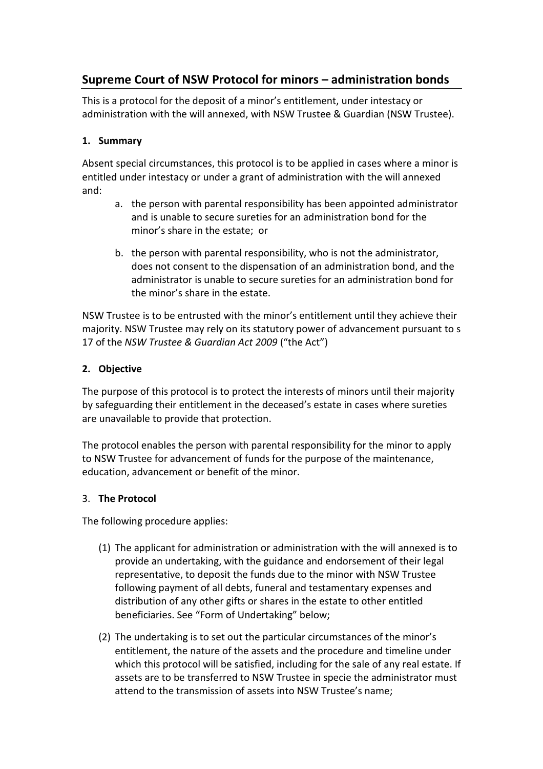## Supreme Court of NSW Protocol for minors – administration bonds

This is a protocol for the deposit of a minor's entitlement, under intestacy or administration with the will annexed, with NSW Trustee & Guardian (NSW Trustee).

### 1. Summary

Absent special circumstances, this protocol is to be applied in cases where a minor is entitled under intestacy or under a grant of administration with the will annexed and:

a. the person with parental responsibility has been appointed administrator and is unable to secure sureties for an administration bond for the minor's share in the estate; or

b. the person with parental responsibility, who is not the administrator, does not consent to the dispensation of an administration bond, and the administrator is unable to secure sureties for an administration bond for the minor's share in the estate.

NSW Trustee is to be entrusted with the minor's entitlement until they achieve their majority. NSW Trustee may rely on its statutory power of advancement pursuant to s 17 of the *NSW Trustee & Guardian Act 2009* ("the Act")

### 2. Objective

The purpose of this protocol is to protect the interests of minors until their majority by safeguarding their entitlement in the deceased's estate in cases where sureties are unavailable to provide that protection.

The protocol enables the person with parental responsibility for the minor to apply to NSW Trustee for advancement of funds for the purpose of the maintenance, education, advancement or benefit of the minor.

### 3. The Protocol

The following procedure applies:

(1) The applicant for administration or administration with the will annexed is to provide an undertaking, with the guidance and endorsement of their legal representative, to deposit the funds due to the minor with NSW Trustee following payment of all debts, funeral and testamentary expenses and distribution of any other gifts or shares in the estate to other entitled beneficiaries. See "Form of Undertaking" below;

(2) The undertaking is to set out the particular circumstances of the minor's entitlement, the nature of the assets and the procedure and timeline under which this protocol will be satisfied, including for the sale of any real estate. If assets are to be transferred to NSW Trustee in specie the administrator must attend to the transmission of assets into NSW Trustee's name;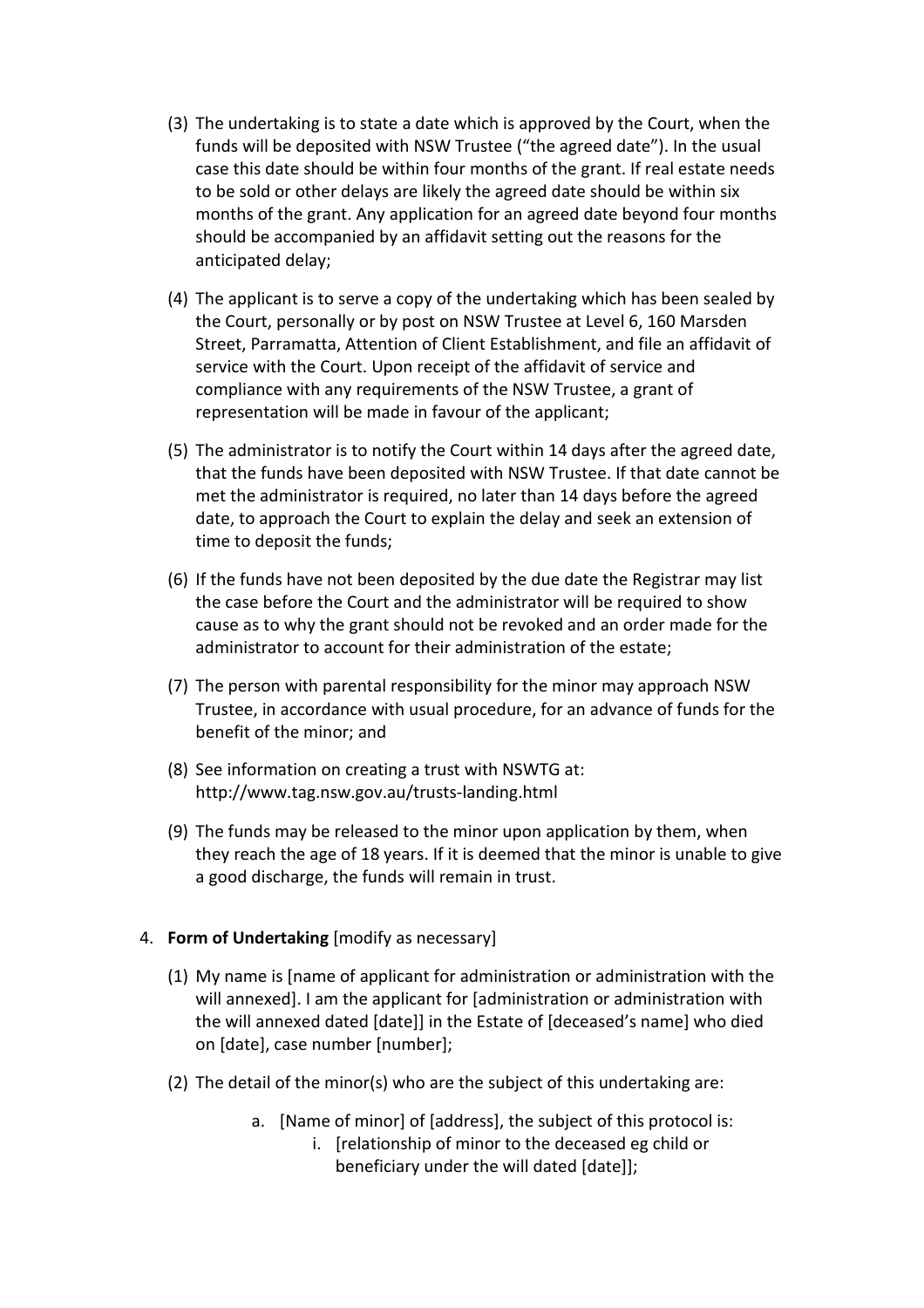(3) The undertaking is to state a date which is approved by the Court, when the funds will be deposited with NSW Trustee ("the agreed date"). In the usual case this date should be within four months of the grant. If real estate needs to be sold or other delays are likely the agreed date should be within six months of the grant. Any application for an agreed date beyond four months should be accompanied by an affidavit setting out the reasons for the anticipated delay;

(4) The applicant is to serve a copy of the undertaking which has been sealed by the Court, personally or by post on NSW Trustee at Level 6, 160 Marsden Street, Parramatta, Attention of Client Establishment, and file an affidavit of service with the Court. Upon receipt of the affidavit of service and compliance with any requirements of the NSW Trustee, a grant of representation will be made in favour of the applicant;

(5) The administrator is to notify the Court within 14 days after the agreed date, that the funds have been deposited with NSW Trustee. If that date cannot be met the administrator is required, no later than 14 days before the agreed date, to approach the Court to explain the delay and seek an extension of time to deposit the funds;

(6) If the funds have not been deposited by the due date the Registrar may list the case before the Court and the administrator will be required to show cause as to why the grant should not be revoked and an order made for the administrator to account for their administration of the estate;

(7) The person with parental responsibility for the minor may approach NSW Trustee, in accordance with usual procedure, for an advance of funds for the benefit of the minor; and

(8) See information on creating a trust with NSWTG at: http://www.tag.nsw.gov.au/trusts-landing.html

(9) The funds may be released to the minor upon application by them, when they reach the age of 18 years. If it is deemed that the minor is unable to give a good discharge, the funds will remain in trust.

4. **Form of Undertaking** [modify as necessary]

(1) My name is [name of applicant for administration or administration with the will annexed]. I am the applicant for [administration or administration with the will annexed dated [date]] in the Estate of [deceased's name] who died on [date], case number [number];

(2) The detail of the minor(s) who are the subject of this undertaking are:

   a. [Name of minor] of [address], the subject of this protocol is:
      i. [relationship of minor to the deceased eg child or beneficiary under the will dated [date]];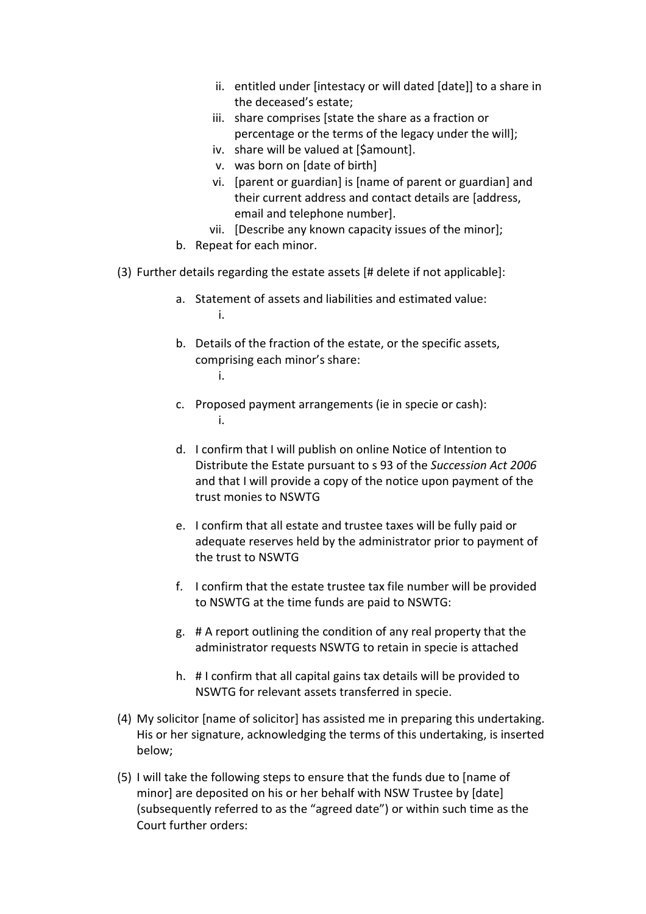ii. entitled under [intestacy or will dated [date]] to a share in the deceased's estate;
   iii. share comprises [state the share as a fraction or percentage or the terms of the legacy under the will];
   iv. share will be valued at [$amount].
   v. was born on [date of birth]
   vi. [parent or guardian] is [name of parent or guardian] and their current address and contact details are [address, email and telephone number].
   vii. [Describe any known capacity issues of the minor];

b. Repeat for each minor.

(3) Further details regarding the estate assets [# delete if not applicable]:

a. Statement of assets and liabilities and estimated value:
   i.

b. Details of the fraction of the estate, or the specific assets, comprising each minor's share:
   i.

c. Proposed payment arrangements (ie in specie or cash):
   i.

d. I confirm that I will publish on online Notice of Intention to Distribute the Estate pursuant to s 93 of the *Succession Act 2006* and that I will provide a copy of the notice upon payment of the trust monies to NSWTG

e. I confirm that all estate and trustee taxes will be fully paid or adequate reserves held by the administrator prior to payment of the trust to NSWTG

f. I confirm that the estate trustee tax file number will be provided to NSWTG at the time funds are paid to NSWTG:

g. # A report outlining the condition of any real property that the administrator requests NSWTG to retain in specie is attached

h. # I confirm that all capital gains tax details will be provided to NSWTG for relevant assets transferred in specie.

(4) My solicitor [name of solicitor] has assisted me in preparing this undertaking. His or her signature, acknowledging the terms of this undertaking, is inserted below;

(5) I will take the following steps to ensure that the funds due to [name of minor] are deposited on his or her behalf with NSW Trustee by [date] (subsequently referred to as the "agreed date") or within such time as the Court further orders: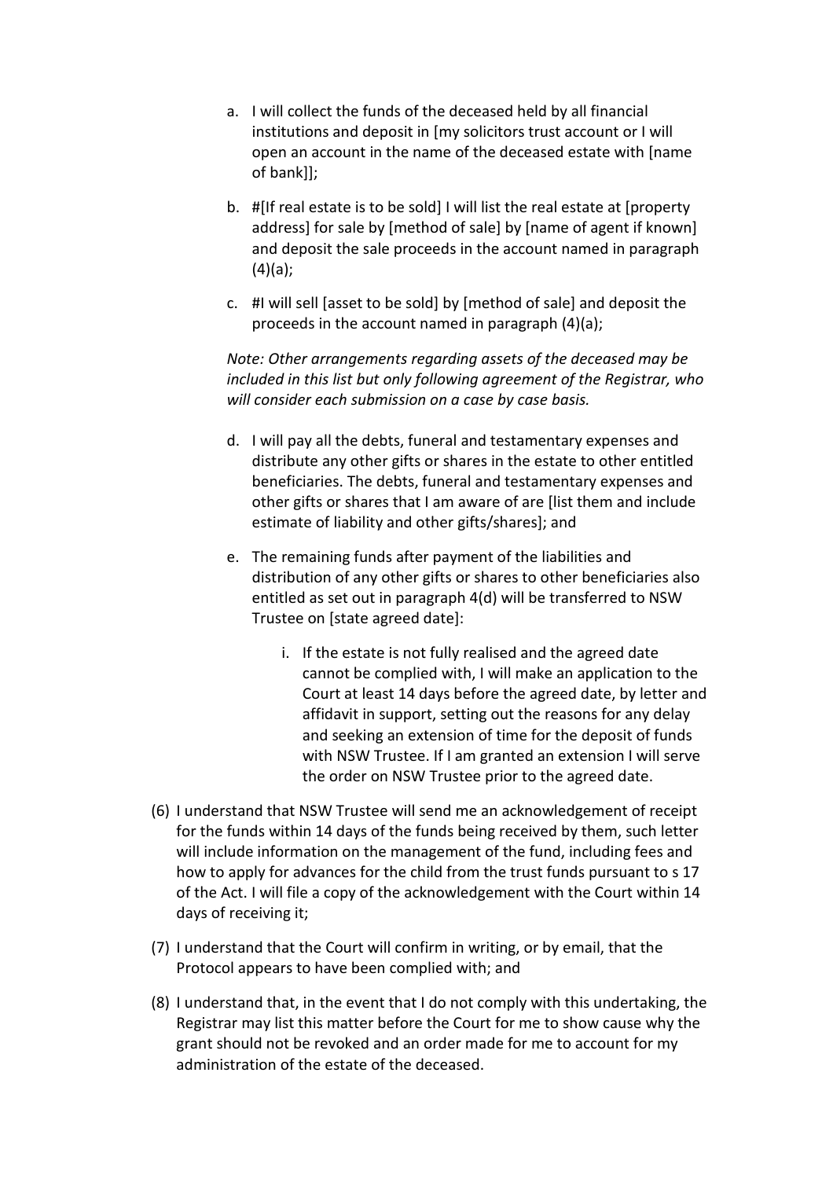a. I will collect the funds of the deceased held by all financial institutions and deposit in [my solicitors trust account or I will open an account in the name of the deceased estate with [name of bank]];

b. #[If real estate is to be sold] I will list the real estate at [property address] for sale by [method of sale] by [name of agent if known] and deposit the sale proceeds in the account named in paragraph (4)(a);

c. #I will sell [asset to be sold] by [method of sale] and deposit the proceeds in the account named in paragraph (4)(a);

*Note: Other arrangements regarding assets of the deceased may be included in this list but only following agreement of the Registrar, who will consider each submission on a case by case basis.*

d. I will pay all the debts, funeral and testamentary expenses and distribute any other gifts or shares in the estate to other entitled beneficiaries. The debts, funeral and testamentary expenses and other gifts or shares that I am aware of are [list them and include estimate of liability and other gifts/shares]; and

e. The remaining funds after payment of the liabilities and distribution of any other gifts or shares to other beneficiaries also entitled as set out in paragraph 4(d) will be transferred to NSW Trustee on [state agreed date]:

   i. If the estate is not fully realised and the agreed date cannot be complied with, I will make an application to the Court at least 14 days before the agreed date, by letter and affidavit in support, setting out the reasons for any delay and seeking an extension of time for the deposit of funds with NSW Trustee. If I am granted an extension I will serve the order on NSW Trustee prior to the agreed date.

(6) I understand that NSW Trustee will send me an acknowledgement of receipt for the funds within 14 days of the funds being received by them, such letter will include information on the management of the fund, including fees and how to apply for advances for the child from the trust funds pursuant to s 17 of the Act. I will file a copy of the acknowledgement with the Court within 14 days of receiving it;

(7) I understand that the Court will confirm in writing, or by email, that the Protocol appears to have been complied with; and

(8) I understand that, in the event that I do not comply with this undertaking, the Registrar may list this matter before the Court for me to show cause why the grant should not be revoked and an order made for me to account for my administration of the estate of the deceased.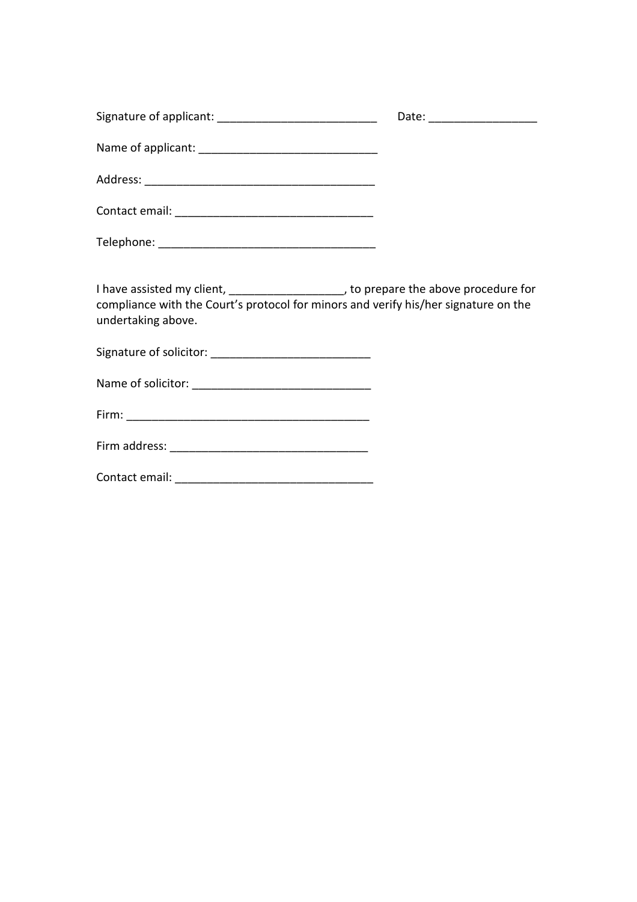Signature of applicant: _________________________ Date: _________________

Name of applicant: ____________________________

Address: ____________________________________

Contact email: _______________________________

Telephone: __________________________________

I have assisted my client, __________________, to prepare the above procedure for compliance with the Court's protocol for minors and verify his/her signature on the undertaking above.

Signature of solicitor: _________________________

Name of solicitor: ____________________________

Firm: ______________________________________

Firm address: _______________________________

Contact email: _______________________________